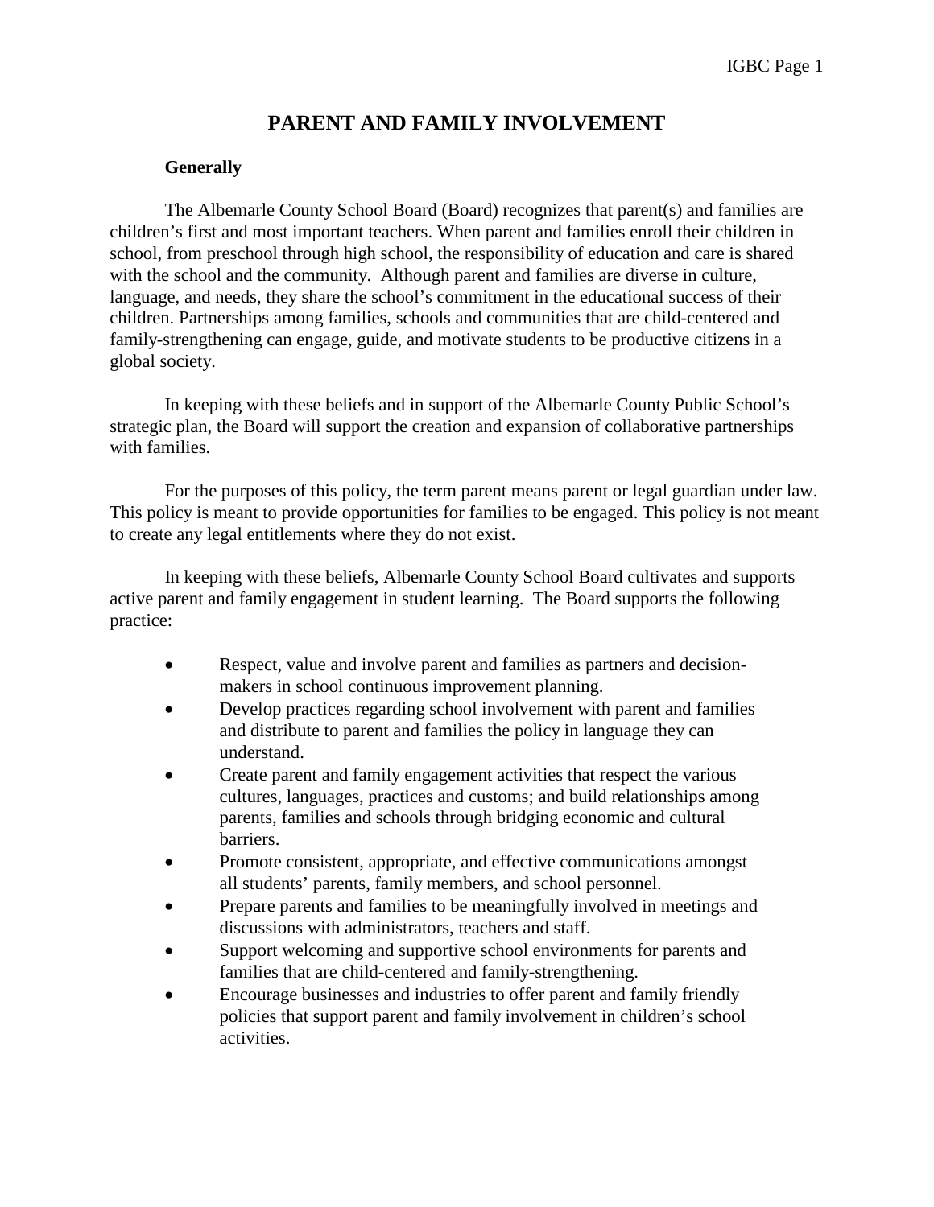# PARENT AND FAMILY INVOLVEMENT

## Generally

The Albemarle County School Board (Board) recognizes that parent(s) and families are children's first and most important teachers. When parent and families enroll their children in school, from preschool through high school, the responsibility of education and care is shared with the school and the community. Although parent and families are diverse in culture, language, and needs, they share the school's commitment in the educational success of their children. Partnerships among families, schools and communities that are child-centered and family-strengthening can engage, guide, and motivate students to be productive citizens in a global society.

In keeping with these beliefs and in support of the Albemarle County Public School's strategic plan, the Board will support the creation and expansion of collaborative partnerships with families.

For the purposes of this policy, the term parent means parent or legal guardian under law. This policy is meant to provide opportunities for families to be engaged. This policy is not meant to create any legal entitlements where they do not exist.

In keeping with these beliefs, Albemarle County School Board cultivates and supports active parent and family engagement in student learning. The Board supports the following practice:

- Respect, value and involve parent and families as partners and decision-makers in school continuous improvement planning.
- Develop practices regarding school involvement with parent and families and distribute to parent and families the policy in language they can understand.
- Create parent and family engagement activities that respect the various cultures, languages, practices and customs; and build relationships among parents, families and schools through bridging economic and cultural barriers.
- Promote consistent, appropriate, and effective communications amongst all students' parents, family members, and school personnel.
- Prepare parents and families to be meaningfully involved in meetings and discussions with administrators, teachers and staff.
- Support welcoming and supportive school environments for parents and families that are child-centered and family-strengthening.
- Encourage businesses and industries to offer parent and family friendly policies that support parent and family involvement in children's school activities.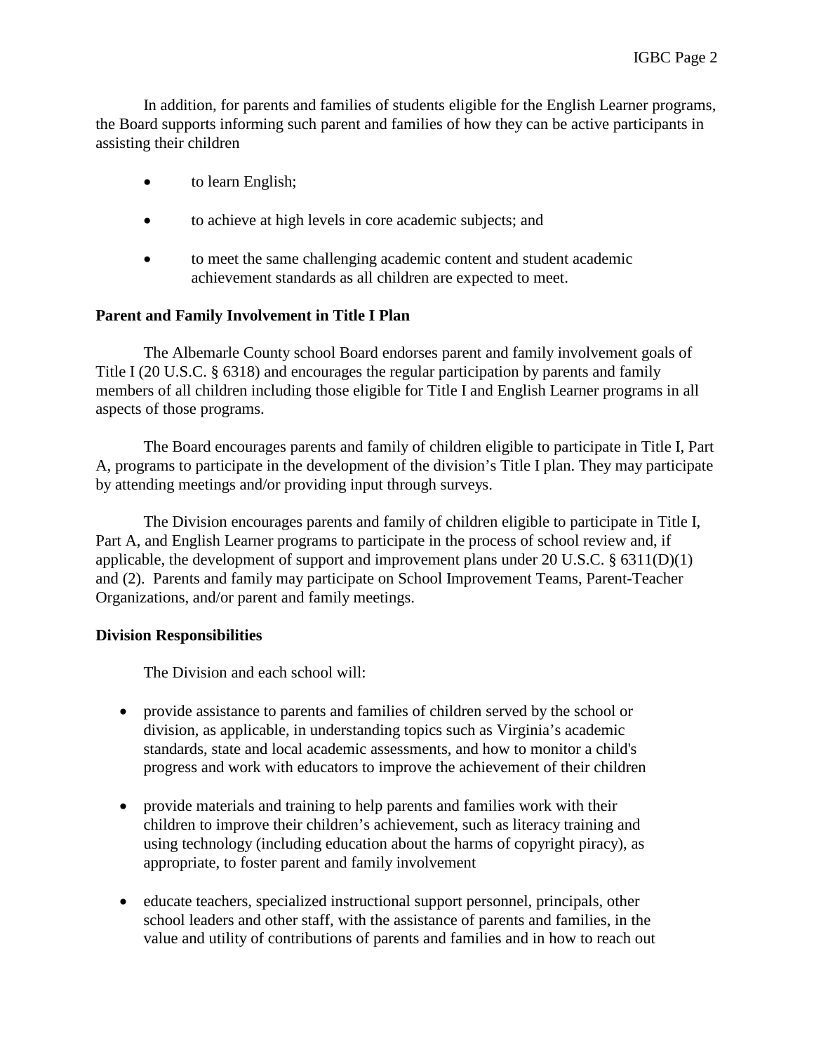In addition, for parents and families of students eligible for the English Learner programs, the Board supports informing such parent and families of how they can be active participants in assisting their children

- to learn English;
- to achieve at high levels in core academic subjects; and
- to meet the same challenging academic content and student academic achievement standards as all children are expected to meet.

**Parent and Family Involvement in Title I Plan**

The Albemarle County school Board endorses parent and family involvement goals of Title I (20 U.S.C. § 6318) and encourages the regular participation by parents and family members of all children including those eligible for Title I and English Learner programs in all aspects of those programs.

The Board encourages parents and family of children eligible to participate in Title I, Part A, programs to participate in the development of the division's Title I plan. They may participate by attending meetings and/or providing input through surveys.

The Division encourages parents and family of children eligible to participate in Title I, Part A, and English Learner programs to participate in the process of school review and, if applicable, the development of support and improvement plans under 20 U.S.C. § 6311(D)(1) and (2). Parents and family may participate on School Improvement Teams, Parent-Teacher Organizations, and/or parent and family meetings.

**Division Responsibilities**

The Division and each school will:

- provide assistance to parents and families of children served by the school or division, as applicable, in understanding topics such as Virginia's academic standards, state and local academic assessments, and how to monitor a child's progress and work with educators to improve the achievement of their children
- provide materials and training to help parents and families work with their children to improve their children's achievement, such as literacy training and using technology (including education about the harms of copyright piracy), as appropriate, to foster parent and family involvement
- educate teachers, specialized instructional support personnel, principals, other school leaders and other staff, with the assistance of parents and families, in the value and utility of contributions of parents and families and in how to reach out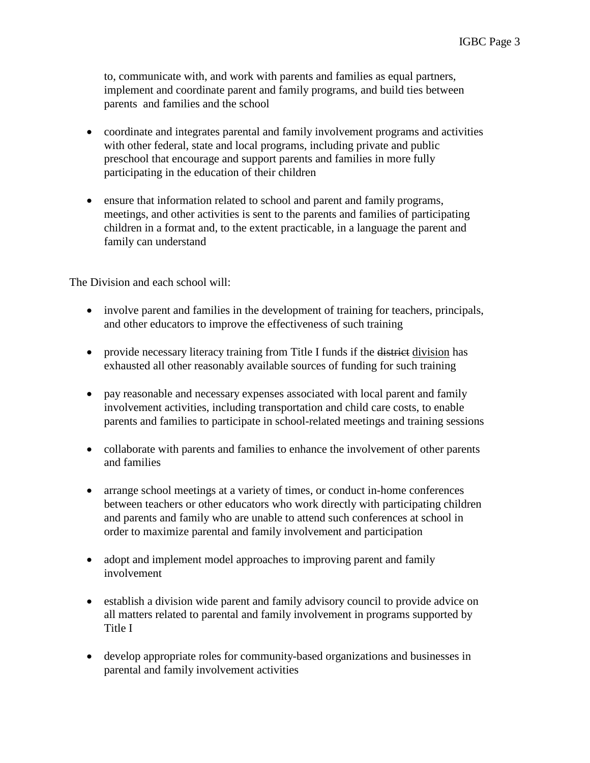to, communicate with, and work with parents and families as equal partners, implement and coordinate parent and family programs, and build ties between parents and families and the school

- coordinate and integrates parental and family involvement programs and activities with other federal, state and local programs, including private and public preschool that encourage and support parents and families in more fully participating in the education of their children

- ensure that information related to school and parent and family programs, meetings, and other activities is sent to the parents and families of participating children in a format and, to the extent practicable, in a language the parent and family can understand

The Division and each school will:

- involve parent and families in the development of training for teachers, principals, and other educators to improve the effectiveness of such training

- provide necessary literacy training from Title I funds if the ~~district~~ division has exhausted all other reasonably available sources of funding for such training

- pay reasonable and necessary expenses associated with local parent and family involvement activities, including transportation and child care costs, to enable parents and families to participate in school-related meetings and training sessions

- collaborate with parents and families to enhance the involvement of other parents and families

- arrange school meetings at a variety of times, or conduct in-home conferences between teachers or other educators who work directly with participating children and parents and family who are unable to attend such conferences at school in order to maximize parental and family involvement and participation

- adopt and implement model approaches to improving parent and family involvement

- establish a division wide parent and family advisory council to provide advice on all matters related to parental and family involvement in programs supported by Title I

- develop appropriate roles for community-based organizations and businesses in parental and family involvement activities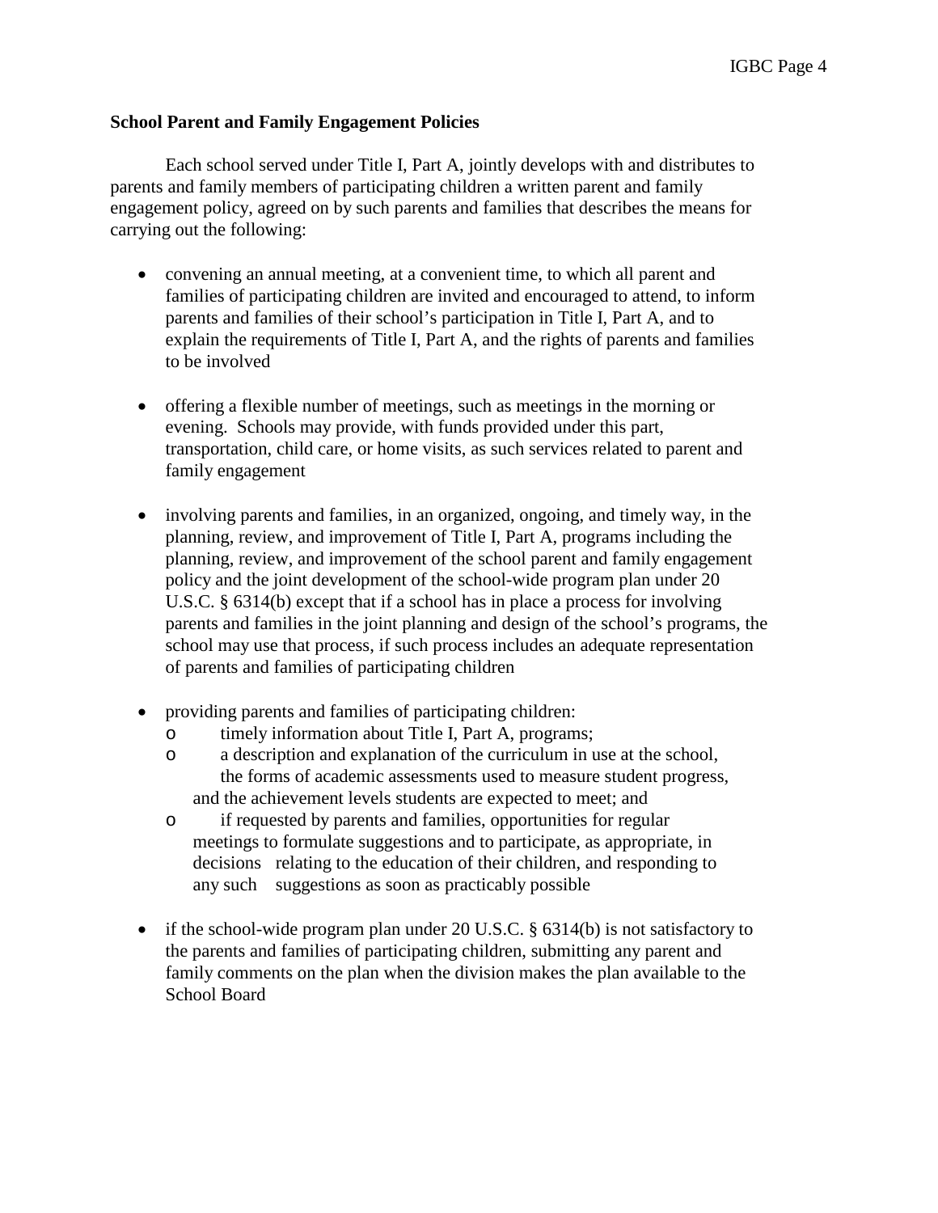**School Parent and Family Engagement Policies**

Each school served under Title I, Part A, jointly develops with and distributes to parents and family members of participating children a written parent and family engagement policy, agreed on by such parents and families that describes the means for carrying out the following:

- convening an annual meeting, at a convenient time, to which all parent and families of participating children are invited and encouraged to attend, to inform parents and families of their school's participation in Title I, Part A, and to explain the requirements of Title I, Part A, and the rights of parents and families to be involved

- offering a flexible number of meetings, such as meetings in the morning or evening. Schools may provide, with funds provided under this part, transportation, child care, or home visits, as such services related to parent and family engagement

- involving parents and families, in an organized, ongoing, and timely way, in the planning, review, and improvement of Title I, Part A, programs including the planning, review, and improvement of the school parent and family engagement policy and the joint development of the school-wide program plan under 20 U.S.C. § 6314(b) except that if a school has in place a process for involving parents and families in the joint planning and design of the school's programs, the school may use that process, if such process includes an adequate representation of parents and families of participating children

- providing parents and families of participating children:
  - timely information about Title I, Part A, programs;
  - a description and explanation of the curriculum in use at the school, the forms of academic assessments used to measure student progress, and the achievement levels students are expected to meet; and
  - if requested by parents and families, opportunities for regular meetings to formulate suggestions and to participate, as appropriate, in decisions relating to the education of their children, and responding to any such suggestions as soon as practicably possible

- if the school-wide program plan under 20 U.S.C. § 6314(b) is not satisfactory to the parents and families of participating children, submitting any parent and family comments on the plan when the division makes the plan available to the School Board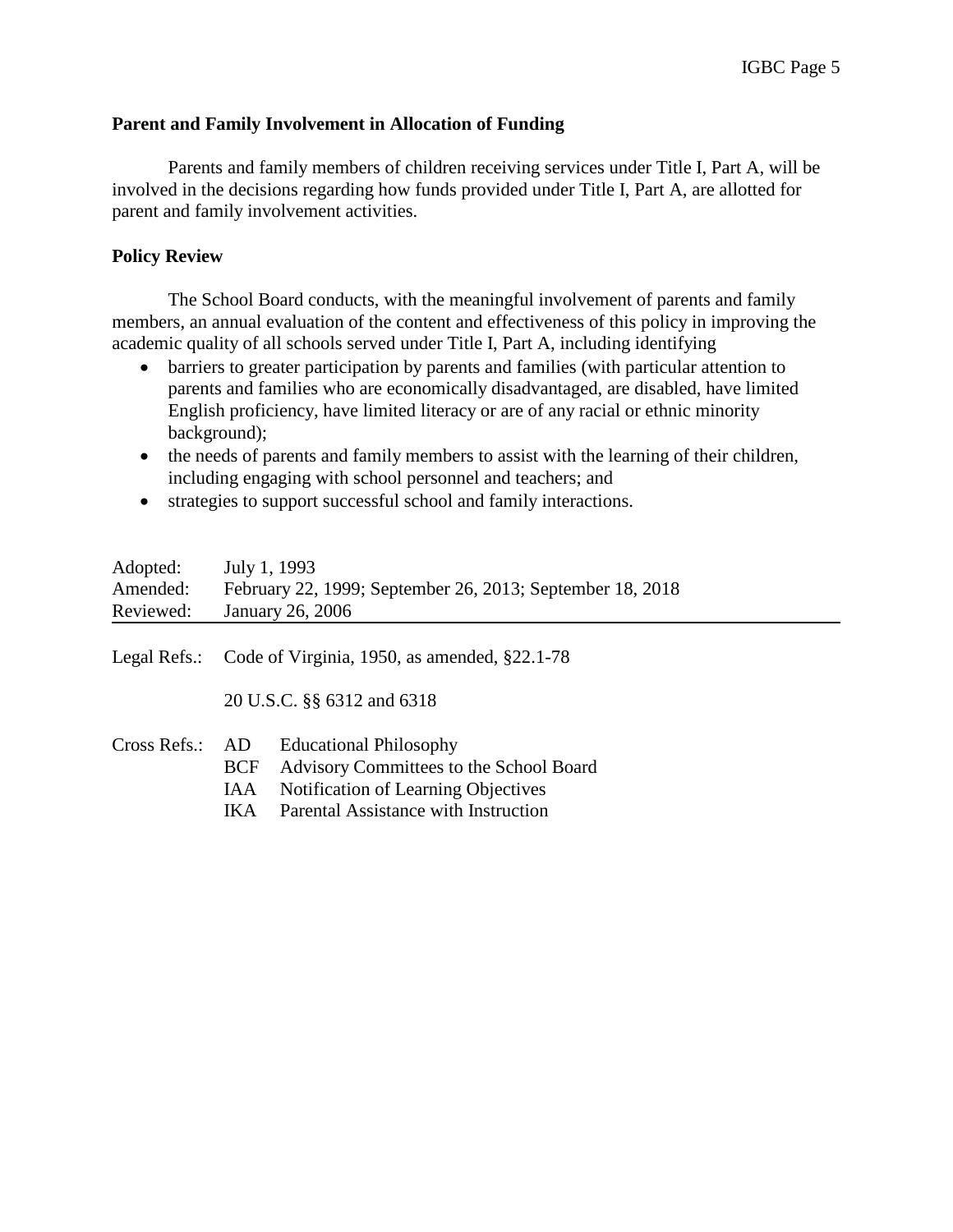**Parent and Family Involvement in Allocation of Funding**

Parents and family members of children receiving services under Title I, Part A, will be involved in the decisions regarding how funds provided under Title I, Part A, are allotted for parent and family involvement activities.

**Policy Review**

The School Board conducts, with the meaningful involvement of parents and family members, an annual evaluation of the content and effectiveness of this policy in improving the academic quality of all schools served under Title I, Part A, including identifying

- barriers to greater participation by parents and families (with particular attention to parents and families who are economically disadvantaged, are disabled, have limited English proficiency, have limited literacy or are of any racial or ethnic minority background);
- the needs of parents and family members to assist with the learning of their children, including engaging with school personnel and teachers; and
- strategies to support successful school and family interactions.

Adopted: July 1, 1993
Amended: February 22, 1999; September 26, 2013; September 18, 2018
Reviewed: January 26, 2006

---

Legal Refs.: Code of Virginia, 1950, as amended, §22.1-78

20 U.S.C. §§ 6312 and 6318

Cross Refs.:
AD Educational Philosophy
BCF Advisory Committees to the School Board
IAA Notification of Learning Objectives
IKA Parental Assistance with Instruction